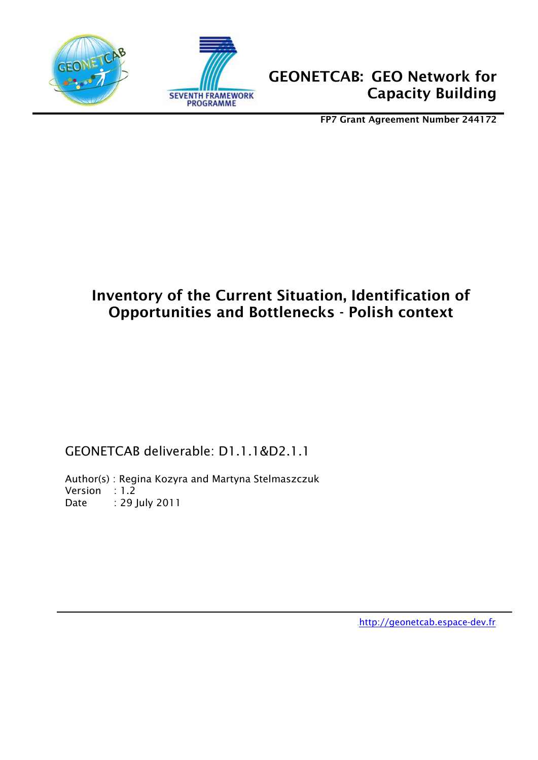GEONETCAB: GEO Network for Capacity Building

**FP7 Grant Agreement Number 244172**

# Inventory of the Current Situation, Identification of Opportunities and Bottlenecks - Polish context

GEONETCAB deliverable: D1.1.1&D2.1.1

Author(s) : Regina Kozyra and Martyna Stelmaszczuk
Version : 1.2
Date : 29 July 2011

http://geonetcab.espace-dev.fr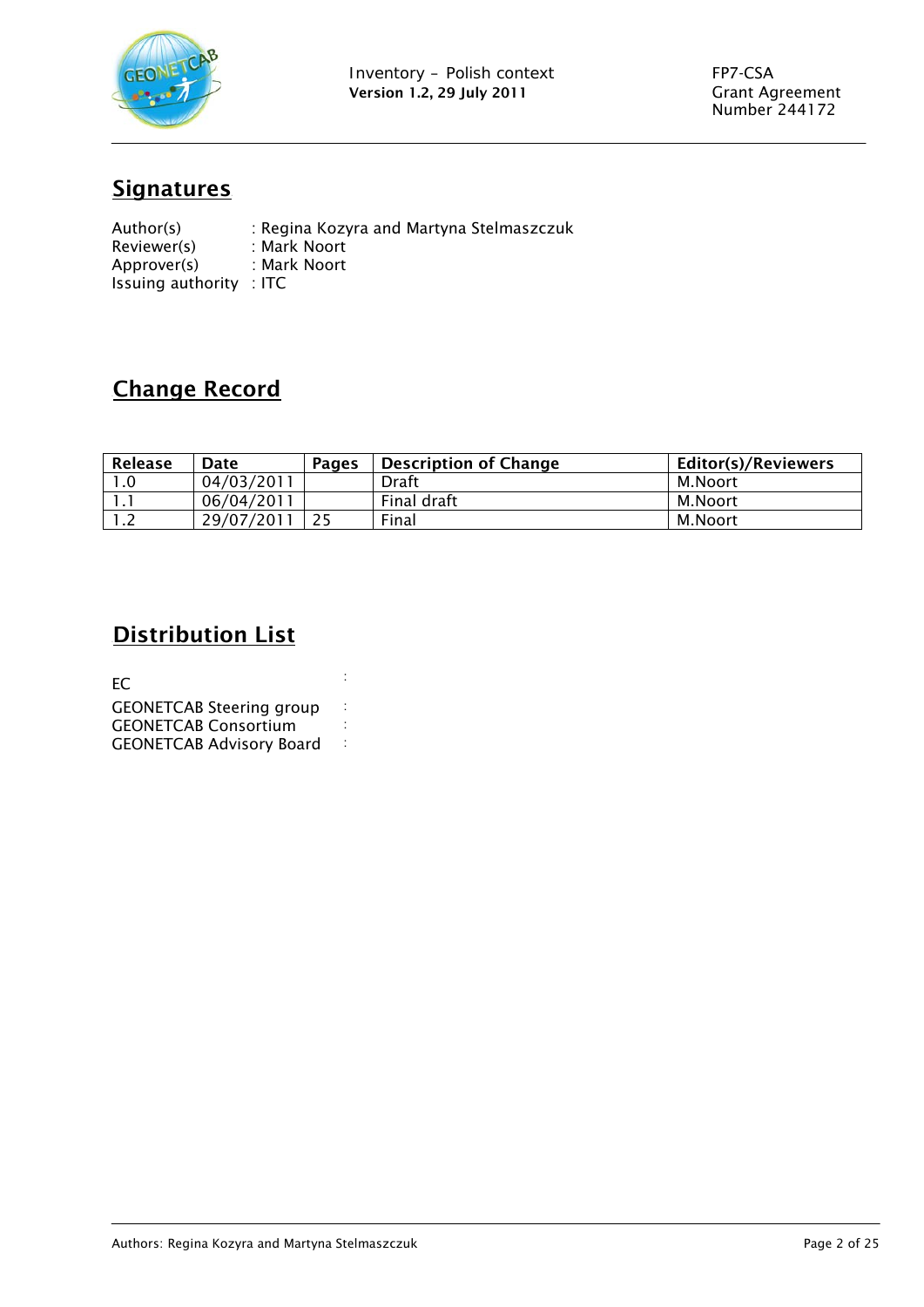## Signatures

Author(s) : Regina Kozyra and Martyna Stelmaszczuk
Reviewer(s) : Mark Noort
Approver(s) : Mark Noort
Issuing authority : ITC

## Change Record

| Release | Date | Pages | Description of Change | Editor(s)/Reviewers |
|---|---|---|---|---|
| 1.0 | 04/03/2011 | | Draft | M.Noort |
| 1.1 | 06/04/2011 | | Final draft | M.Noort |
| 1.2 | 29/07/2011 | 25 | Final | M.Noort |

## Distribution List

EC :
GEONETCAB Steering group :
GEONETCAB Consortium :
GEONETCAB Advisory Board :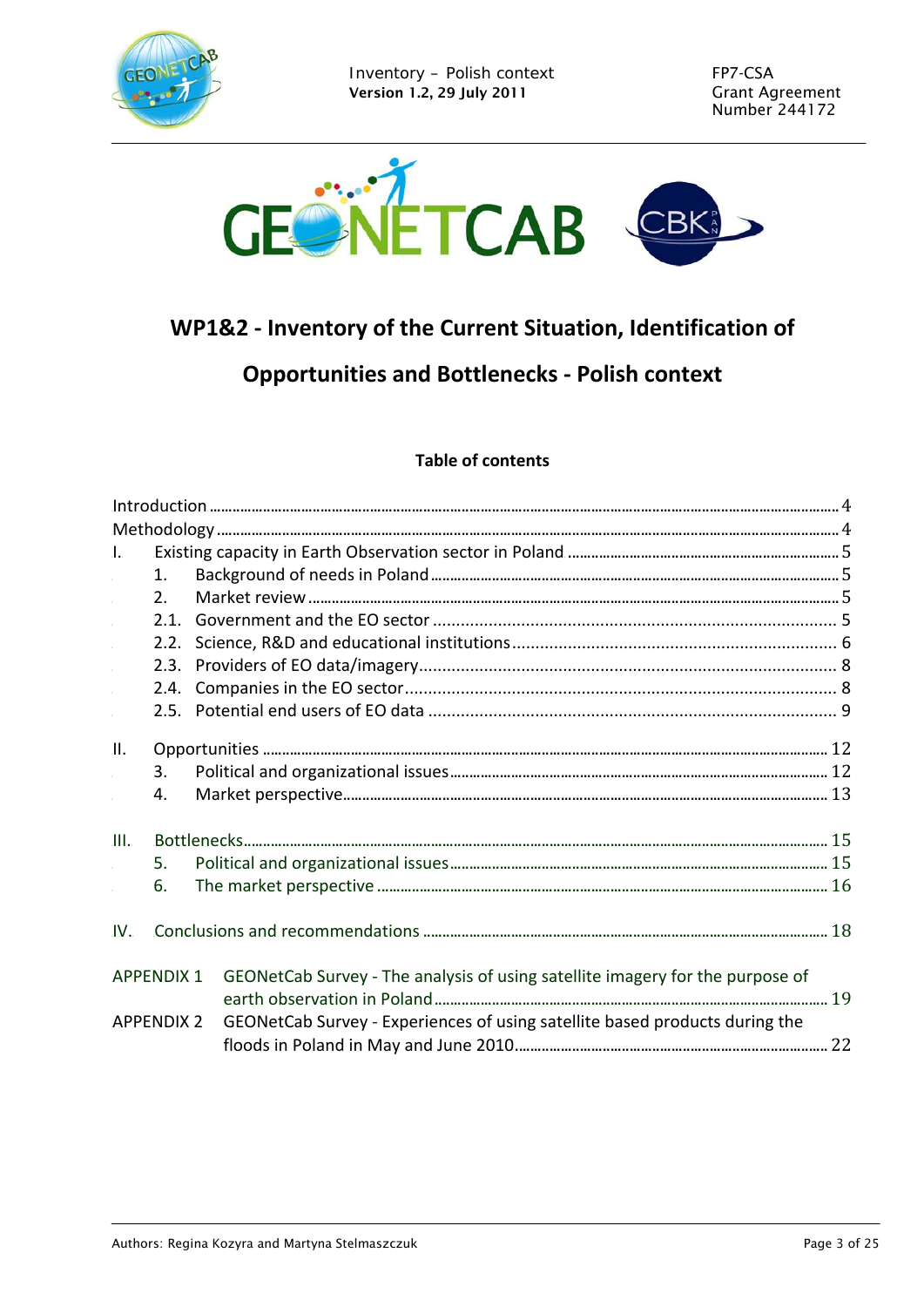# WP1&2 - Inventory of the Current Situation, Identification of Opportunities and Bottlenecks - Polish context

## Table of contents

Introduction ..... 4

Methodology ..... 4

I. Existing capacity in Earth Observation sector in Poland ..... 5

- 1. Background of needs in Poland ..... 5
- 2. Market review ..... 5
- 2.1. Government and the EO sector ..... 5
- 2.2. Science, R&D and educational institutions ..... 6
- 2.3. Providers of EO data/imagery ..... 8
- 2.4. Companies in the EO sector ..... 8
- 2.5. Potential end users of EO data ..... 9

II. Opportunities ..... 12

- 3. Political and organizational issues ..... 12
- 4. Market perspective ..... 13

III. Bottlenecks ..... 15

- 5. Political and organizational issues ..... 15
- 6. The market perspective ..... 16

IV. Conclusions and recommendations ..... 18

APPENDIX 1 GEONetCab Survey - The analysis of using satellite imagery for the purpose of earth observation in Poland ..... 19

APPENDIX 2 GEONetCab Survey - Experiences of using satellite based products during the floods in Poland in May and June 2010 ..... 22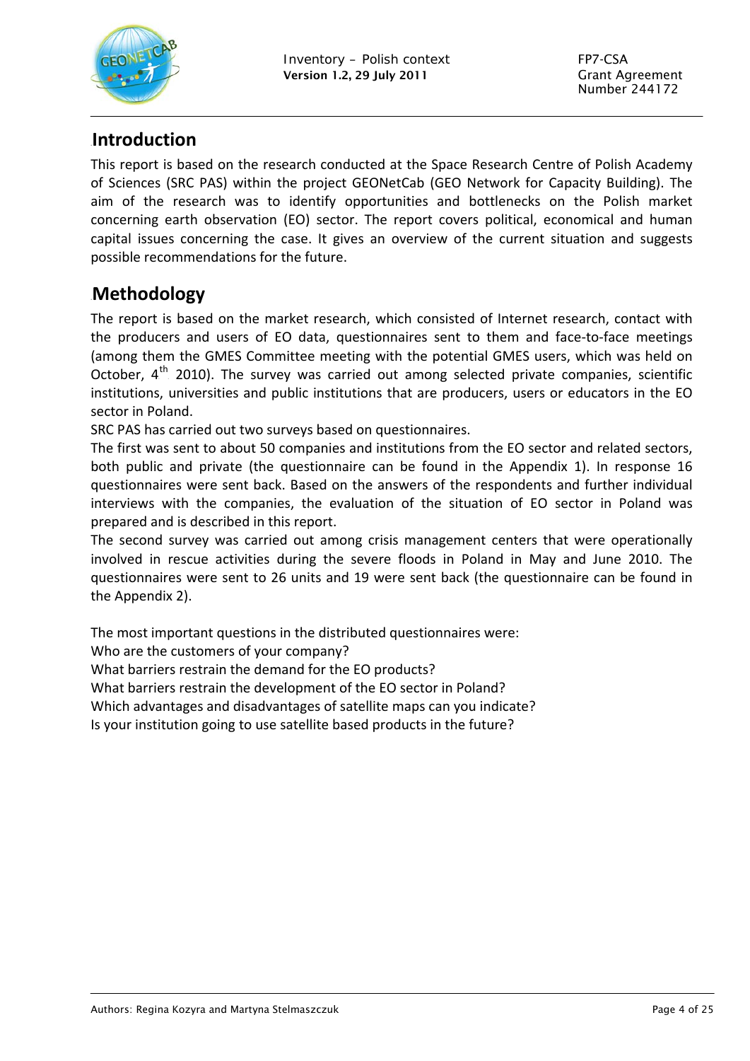## Introduction

This report is based on the research conducted at the Space Research Centre of Polish Academy of Sciences (SRC PAS) within the project GEONetCab (GEO Network for Capacity Building). The aim of the research was to identify opportunities and bottlenecks on the Polish market concerning earth observation (EO) sector. The report covers political, economical and human capital issues concerning the case. It gives an overview of the current situation and suggests possible recommendations for the future.

## Methodology

The report is based on the market research, which consisted of Internet research, contact with the producers and users of EO data, questionnaires sent to them and face-to-face meetings (among them the GMES Committee meeting with the potential GMES users, which was held on October, 4th 2010). The survey was carried out among selected private companies, scientific institutions, universities and public institutions that are producers, users or educators in the EO sector in Poland.

SRC PAS has carried out two surveys based on questionnaires.

The first was sent to about 50 companies and institutions from the EO sector and related sectors, both public and private (the questionnaire can be found in the Appendix 1). In response 16 questionnaires were sent back. Based on the answers of the respondents and further individual interviews with the companies, the evaluation of the situation of EO sector in Poland was prepared and is described in this report.

The second survey was carried out among crisis management centers that were operationally involved in rescue activities during the severe floods in Poland in May and June 2010. The questionnaires were sent to 26 units and 19 were sent back (the questionnaire can be found in the Appendix 2).

The most important questions in the distributed questionnaires were:

Who are the customers of your company?

What barriers restrain the demand for the EO products?

What barriers restrain the development of the EO sector in Poland?

Which advantages and disadvantages of satellite maps can you indicate?

Is your institution going to use satellite based products in the future?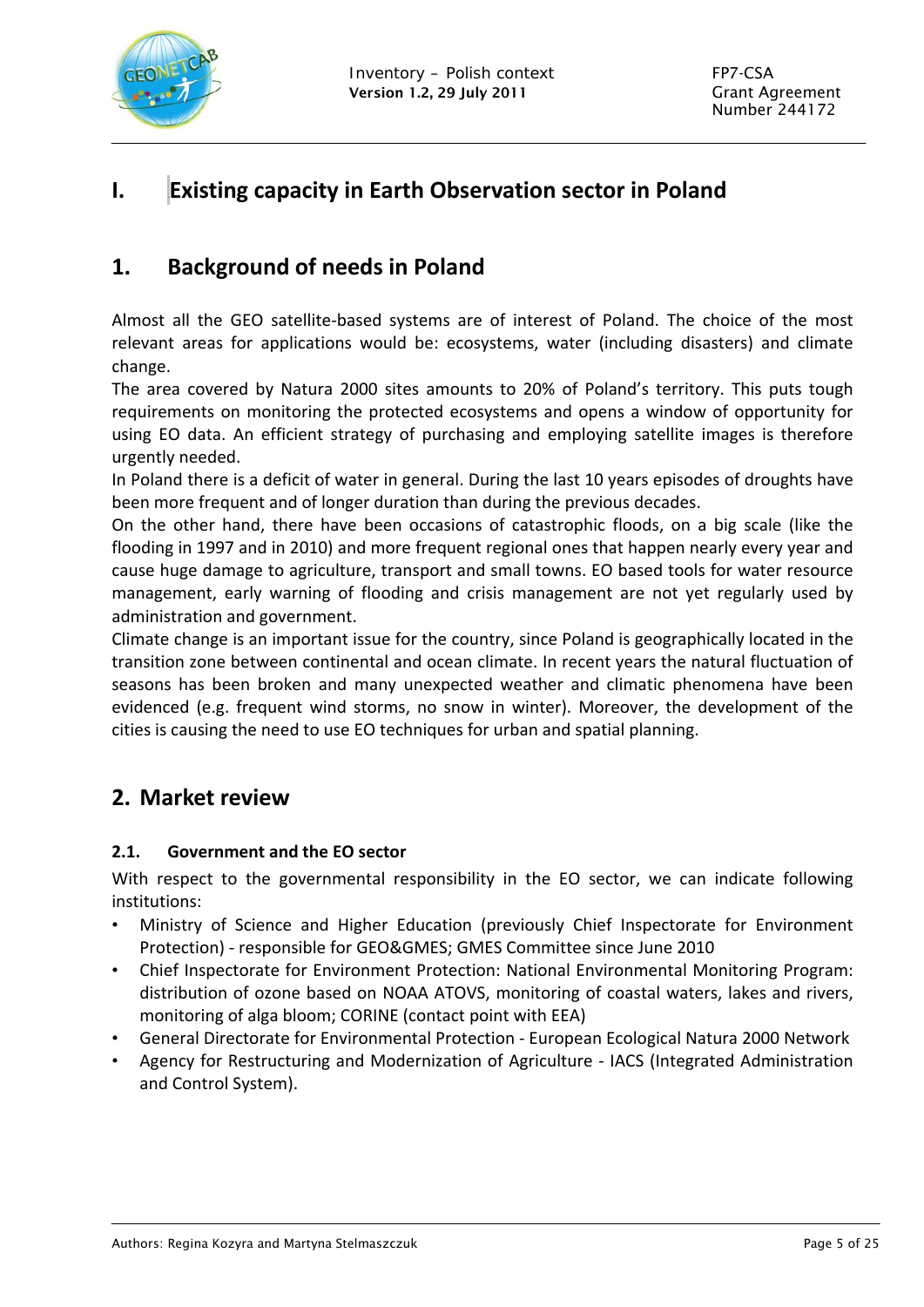# I. Existing capacity in Earth Observation sector in Poland

## 1. Background of needs in Poland

Almost all the GEO satellite-based systems are of interest of Poland. The choice of the most relevant areas for applications would be: ecosystems, water (including disasters) and climate change.

The area covered by Natura 2000 sites amounts to 20% of Poland's territory. This puts tough requirements on monitoring the protected ecosystems and opens a window of opportunity for using EO data. An efficient strategy of purchasing and employing satellite images is therefore urgently needed.

In Poland there is a deficit of water in general. During the last 10 years episodes of droughts have been more frequent and of longer duration than during the previous decades.

On the other hand, there have been occasions of catastrophic floods, on a big scale (like the flooding in 1997 and in 2010) and more frequent regional ones that happen nearly every year and cause huge damage to agriculture, transport and small towns. EO based tools for water resource management, early warning of flooding and crisis management are not yet regularly used by administration and government.

Climate change is an important issue for the country, since Poland is geographically located in the transition zone between continental and ocean climate. In recent years the natural fluctuation of seasons has been broken and many unexpected weather and climatic phenomena have been evidenced (e.g. frequent wind storms, no snow in winter). Moreover, the development of the cities is causing the need to use EO techniques for urban and spatial planning.

## 2. Market review

### 2.1. Government and the EO sector

With respect to the governmental responsibility in the EO sector, we can indicate following institutions:

- Ministry of Science and Higher Education (previously Chief Inspectorate for Environment Protection) - responsible for GEO&GMES; GMES Committee since June 2010
- Chief Inspectorate for Environment Protection: National Environmental Monitoring Program: distribution of ozone based on NOAA ATOVS, monitoring of coastal waters, lakes and rivers, monitoring of alga bloom; CORINE (contact point with EEA)
- General Directorate for Environmental Protection - European Ecological Natura 2000 Network
- Agency for Restructuring and Modernization of Agriculture - IACS (Integrated Administration and Control System).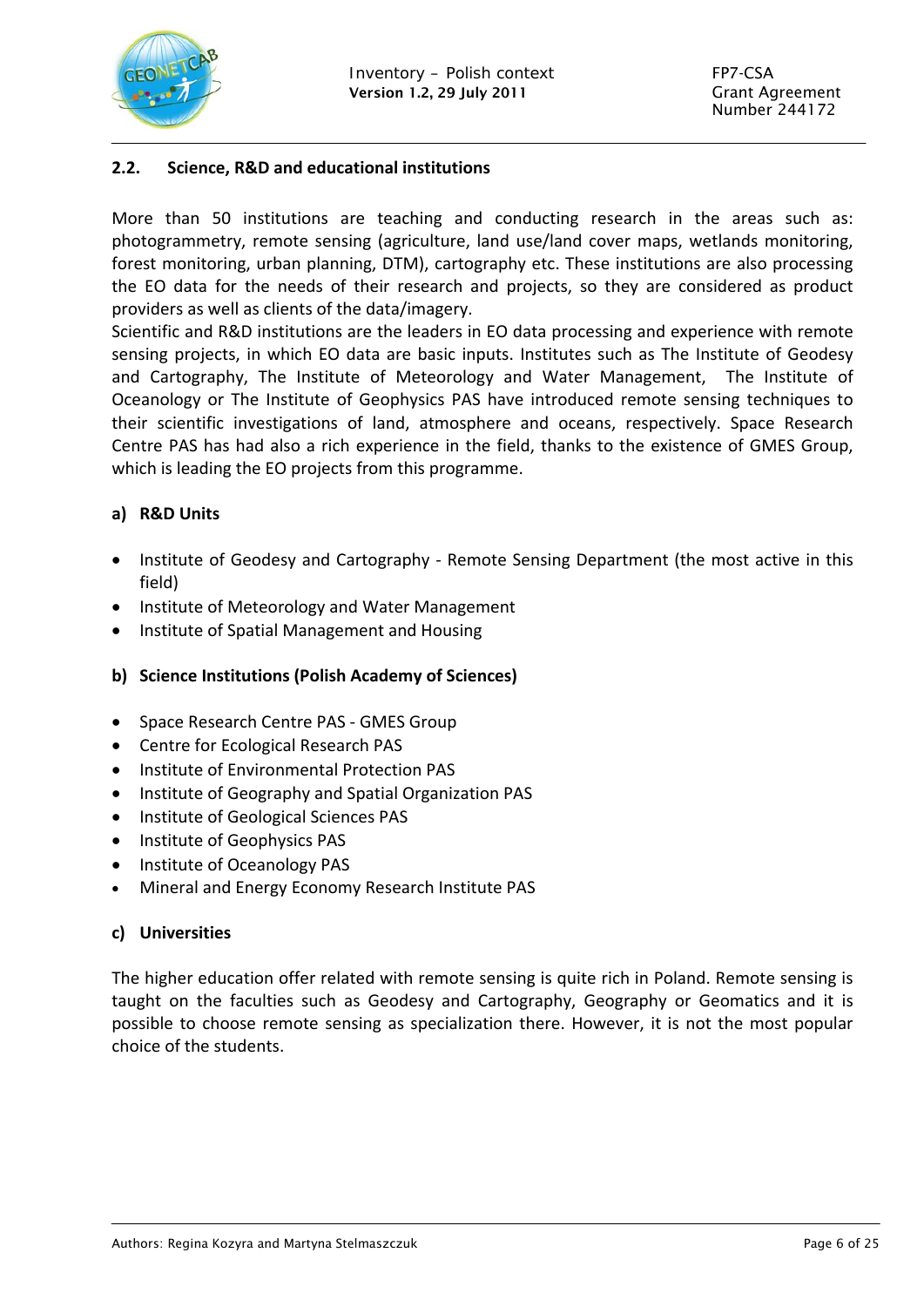## 2.2. Science, R&D and educational institutions

More than 50 institutions are teaching and conducting research in the areas such as: photogrammetry, remote sensing (agriculture, land use/land cover maps, wetlands monitoring, forest monitoring, urban planning, DTM), cartography etc. These institutions are also processing the EO data for the needs of their research and projects, so they are considered as product providers as well as clients of the data/imagery.
Scientific and R&D institutions are the leaders in EO data processing and experience with remote sensing projects, in which EO data are basic inputs. Institutes such as The Institute of Geodesy and Cartography, The Institute of Meteorology and Water Management, The Institute of Oceanology or The Institute of Geophysics PAS have introduced remote sensing techniques to their scientific investigations of land, atmosphere and oceans, respectively. Space Research Centre PAS has had also a rich experience in the field, thanks to the existence of GMES Group, which is leading the EO projects from this programme.

### a) R&D Units

- Institute of Geodesy and Cartography - Remote Sensing Department (the most active in this field)
- Institute of Meteorology and Water Management
- Institute of Spatial Management and Housing

### b) Science Institutions (Polish Academy of Sciences)

- Space Research Centre PAS - GMES Group
- Centre for Ecological Research PAS
- Institute of Environmental Protection PAS
- Institute of Geography and Spatial Organization PAS
- Institute of Geological Sciences PAS
- Institute of Geophysics PAS
- Institute of Oceanology PAS
- Mineral and Energy Economy Research Institute PAS

### c) Universities

The higher education offer related with remote sensing is quite rich in Poland. Remote sensing is taught on the faculties such as Geodesy and Cartography, Geography or Geomatics and it is possible to choose remote sensing as specialization there. However, it is not the most popular choice of the students.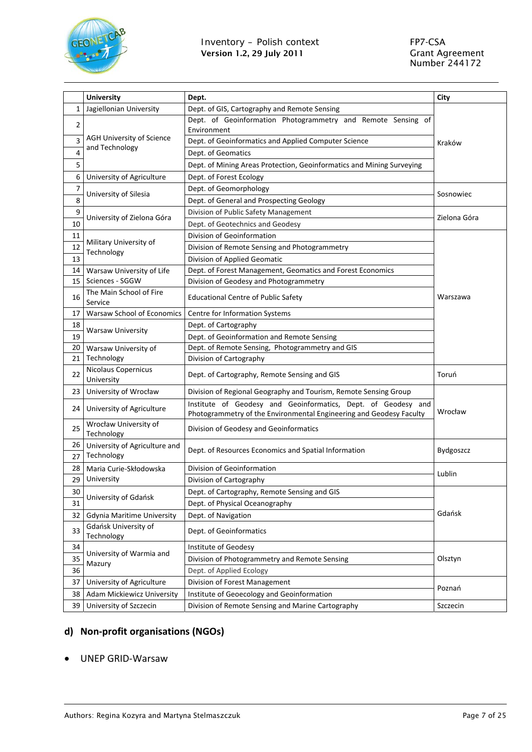| | University | Dept. | City |
|---|---|---|---|
| 1 | Jagiellonian University | Dept. of GIS, Cartography and Remote Sensing | Kraków |
| 2 | AGH University of Science and Technology | Dept. of Geoinformation Photogrammetry and Remote Sensing of Environment | Kraków |
| 3 | AGH University of Science and Technology | Dept. of Geoinformatics and Applied Computer Science | Kraków |
| 4 | AGH University of Science and Technology | Dept. of Geomatics | Kraków |
| 5 | AGH University of Science and Technology | Dept. of Mining Areas Protection, Geoinformatics and Mining Surveying | Kraków |
| 6 | University of Agriculture | Dept. of Forest Ecology | Kraków |
| 7 | University of Silesia | Dept. of Geomorphology | Sosnowiec |
| 8 | University of Silesia | Dept. of General and Prospecting Geology | Sosnowiec |
| 9 | University of Zielona Góra | Division of Public Safety Management | Zielona Góra |
| 10 | University of Zielona Góra | Dept. of Geotechnics and Geodesy | Zielona Góra |
| 11 | Military University of Technology | Division of Geoinformation | Warszawa |
| 12 | Military University of Technology | Division of Remote Sensing and Photogrammetry | Warszawa |
| 13 | Military University of Technology | Division of Applied Geomatic | Warszawa |
| 14 | Warsaw University of Life Sciences - SGGW | Dept. of Forest Management, Geomatics and Forest Economics | Warszawa |
| 15 | Warsaw University of Life Sciences - SGGW | Division of Geodesy and Photogrammetry | Warszawa |
| 16 | The Main School of Fire Service | Educational Centre of Public Safety | Warszawa |
| 17 | Warsaw School of Economics | Centre for Information Systems | Warszawa |
| 18 | Warsaw University | Dept. of Cartography | Warszawa |
| 19 | Warsaw University | Dept. of Geoinformation and Remote Sensing | Warszawa |
| 20 | Warsaw University of Technology | Dept. of Remote Sensing, Photogrammetry and GIS | Warszawa |
| 21 | Warsaw University of Technology | Division of Cartography | Warszawa |
| 22 | Nicolaus Copernicus University | Dept. of Cartography, Remote Sensing and GIS | Toruń |
| 23 | University of Wrocław | Division of Regional Geography and Tourism, Remote Sensing Group | Wrocław |
| 24 | University of Agriculture | Institute of Geodesy and Geoinformatics, Dept. of Geodesy and Photogrammetry of the Environmental Engineering and Geodesy Faculty | Wrocław |
| 25 | Wrocław University of Technology | Division of Geodesy and Geoinformatics | Wrocław |
| 26 | University of Agriculture and Technology | Dept. of Resources Economics and Spatial Information | Bydgoszcz |
| 27 | University of Agriculture and Technology | Dept. of Resources Economics and Spatial Information | Bydgoszcz |
| 28 | Maria Curie-Skłodowska University | Division of Geoinformation | Lublin |
| 29 | Maria Curie-Skłodowska University | Division of Cartography | Lublin |
| 30 | University of Gdańsk | Dept. of Cartography, Remote Sensing and GIS | Gdańsk |
| 31 | University of Gdańsk | Dept. of Physical Oceanography | Gdańsk |
| 32 | Gdynia Maritime University | Dept. of Navigation | Gdańsk |
| 33 | Gdańsk University of Technology | Dept. of Geoinformatics | Gdańsk |
| 34 | University of Warmia and Mazury | Institute of Geodesy | Olsztyn |
| 35 | University of Warmia and Mazury | Division of Photogrammetry and Remote Sensing | Olsztyn |
| 36 | University of Warmia and Mazury | Dept. of Applied Ecology | Olsztyn |
| 37 | University of Agriculture | Division of Forest Management | Poznań |
| 38 | Adam Mickiewicz University | Institute of Geoecology and Geoinformation | Poznań |
| 39 | University of Szczecin | Division of Remote Sensing and Marine Cartography | Szczecin |

## d) Non-profit organisations (NGOs)

- UNEP GRID-Warsaw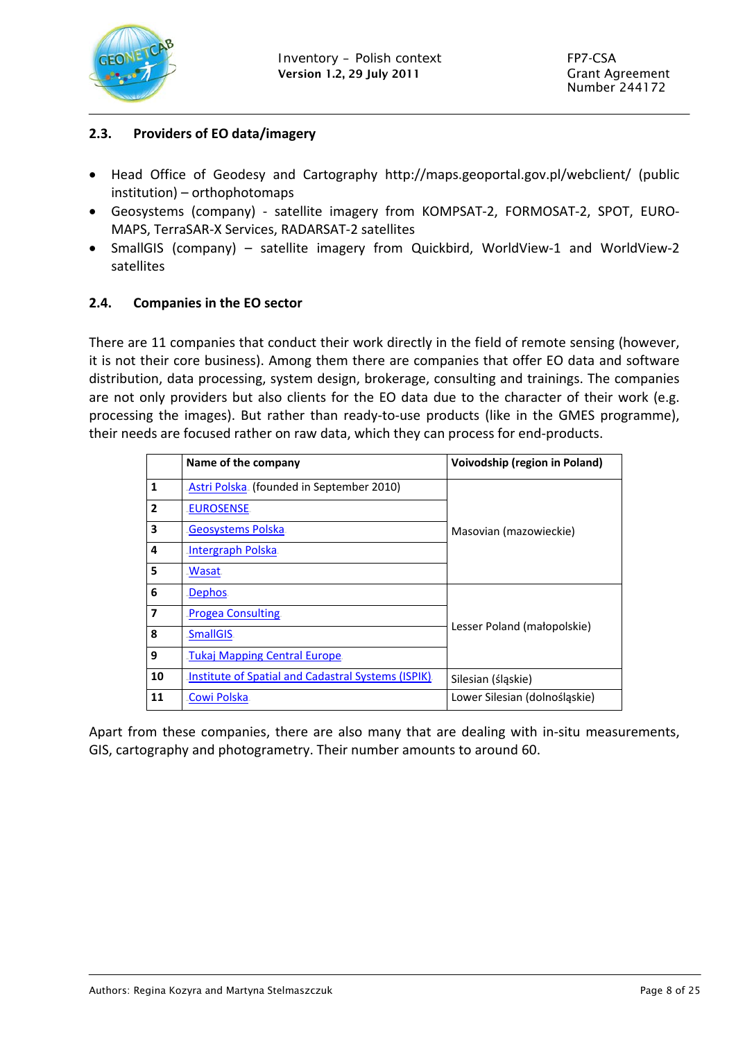## 2.3. Providers of EO data/imagery

- Head Office of Geodesy and Cartography http://maps.geoportal.gov.pl/webclient/ (public institution) – orthophotomaps
- Geosystems (company) - satellite imagery from KOMPSAT-2, FORMOSAT-2, SPOT, EURO-MAPS, TerraSAR-X Services, RADARSAT-2 satellites
- SmallGIS (company) – satellite imagery from Quickbird, WorldView-1 and WorldView-2 satellites

## 2.4. Companies in the EO sector

There are 11 companies that conduct their work directly in the field of remote sensing (however, it is not their core business). Among them there are companies that offer EO data and software distribution, data processing, system design, brokerage, consulting and trainings. The companies are not only providers but also clients for the EO data due to the character of their work (e.g. processing the images). But rather than ready-to-use products (like in the GMES programme), their needs are focused rather on raw data, which they can process for end-products.

| | Name of the company | Voivodship (region in Poland) |
|---|---|---|
| **1** | Astri Polska (founded in September 2010) | Masovian (mazowieckie) |
| **2** | EUROSENSE | |
| **3** | Geosystems Polska | |
| **4** | Intergraph Polska | |
| **5** | Wasat | |
| **6** | Dephos | Lesser Poland (małopolskie) |
| **7** | Progea Consulting | |
| **8** | SmallGIS | |
| **9** | Tukaj Mapping Central Europe | |
| **10** | Institute of Spatial and Cadastral Systems (ISPIK) | Silesian (śląskie) |
| **11** | Cowi Polska | Lower Silesian (dolnośląskie) |

Apart from these companies, there are also many that are dealing with in-situ measurements, GIS, cartography and photogrametry. Their number amounts to around 60.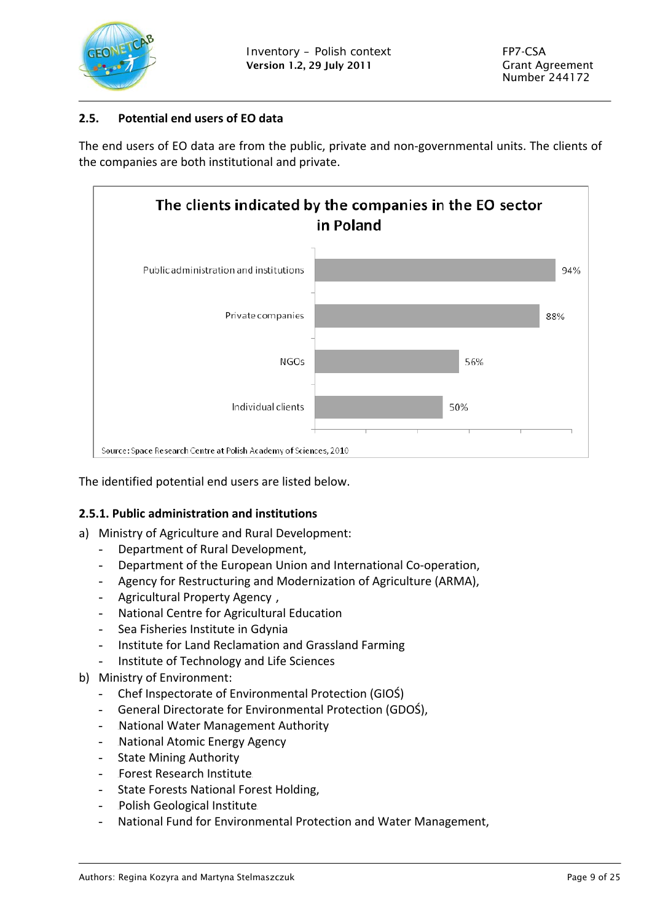### 2.5. Potential end users of EO data

The end users of EO data are from the public, private and non-governmental units. The clients of the companies are both institutional and private.

**The clients indicated by the companies in the EO sector in Poland**

| Client type | Share |
| --- | --- |
| Public administration and institutions | 94% |
| Private companies | 88% |
| NGOs | 56% |
| Individual clients | 50% |

Source: Space Research Centre at Polish Academy of Sciences, 2010

The identified potential end users are listed below.

#### 2.5.1. Public administration and institutions

a) Ministry of Agriculture and Rural Development:
- Department of Rural Development,
- Department of the European Union and International Co-operation,
- Agency for Restructuring and Modernization of Agriculture (ARMA),
- Agricultural Property Agency ,
- National Centre for Agricultural Education
- Sea Fisheries Institute in Gdynia
- Institute for Land Reclamation and Grassland Farming
- Institute of Technology and Life Sciences

b) Ministry of Environment:
- Chef Inspectorate of Environmental Protection (GIOŚ)
- General Directorate for Environmental Protection (GDOŚ),
- National Water Management Authority
- National Atomic Energy Agency
- State Mining Authority
- Forest Research Institute
- State Forests National Forest Holding,
- Polish Geological Institute
- National Fund for Environmental Protection and Water Management,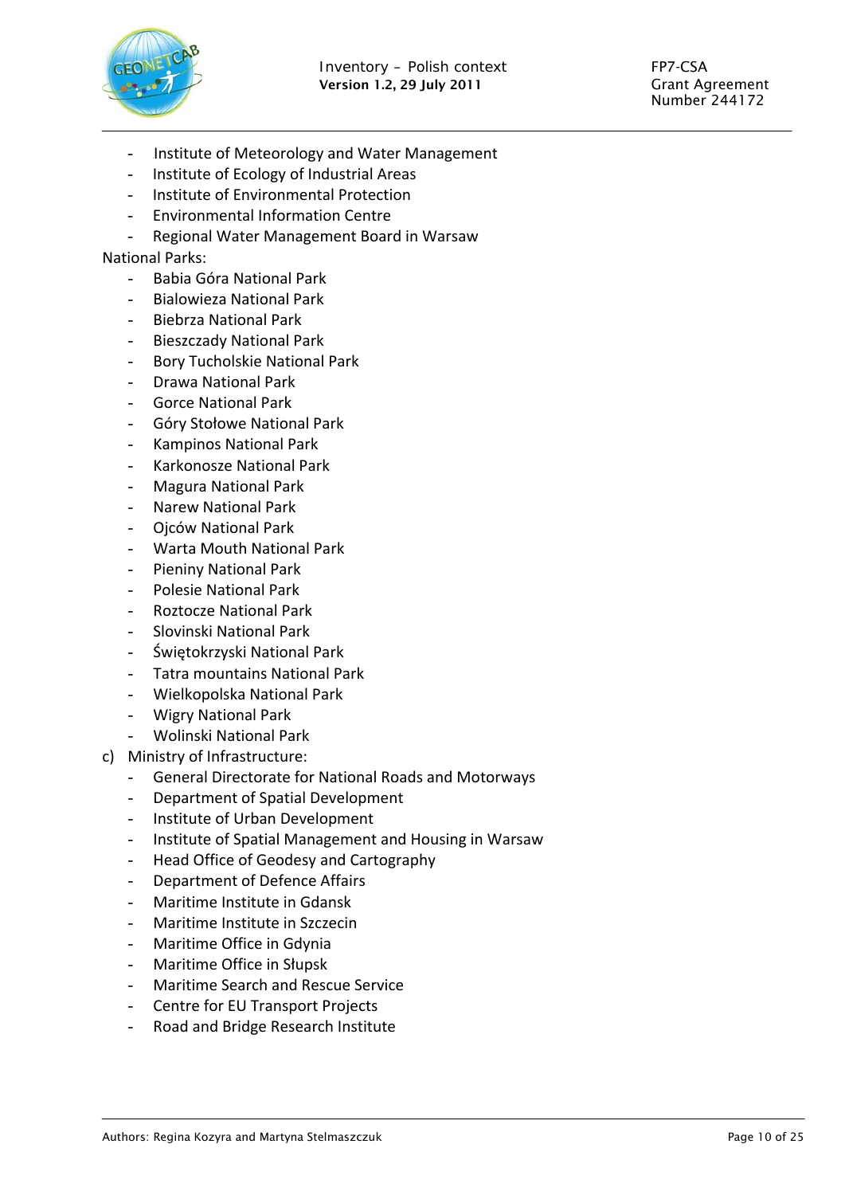- Institute of Meteorology and Water Management
- Institute of Ecology of Industrial Areas
- Institute of Environmental Protection
- Environmental Information Centre
- Regional Water Management Board in Warsaw

National Parks:

- Babia Góra National Park
- Bialowieza National Park
- Biebrza National Park
- Bieszczady National Park
- Bory Tucholskie National Park
- Drawa National Park
- Gorce National Park
- Góry Stołowe National Park
- Kampinos National Park
- Karkonosze National Park
- Magura National Park
- Narew National Park
- Ojców National Park
- Warta Mouth National Park
- Pieniny National Park
- Polesie National Park
- Roztocze National Park
- Slovinski National Park
- Świętokrzyski National Park
- Tatra mountains National Park
- Wielkopolska National Park
- Wigry National Park
- Wolinski National Park

c) Ministry of Infrastructure:

- General Directorate for National Roads and Motorways
- Department of Spatial Development
- Institute of Urban Development
- Institute of Spatial Management and Housing in Warsaw
- Head Office of Geodesy and Cartography
- Department of Defence Affairs
- Maritime Institute in Gdansk
- Maritime Institute in Szczecin
- Maritime Office in Gdynia
- Maritime Office in Słupsk
- Maritime Search and Rescue Service
- Centre for EU Transport Projects
- Road and Bridge Research Institute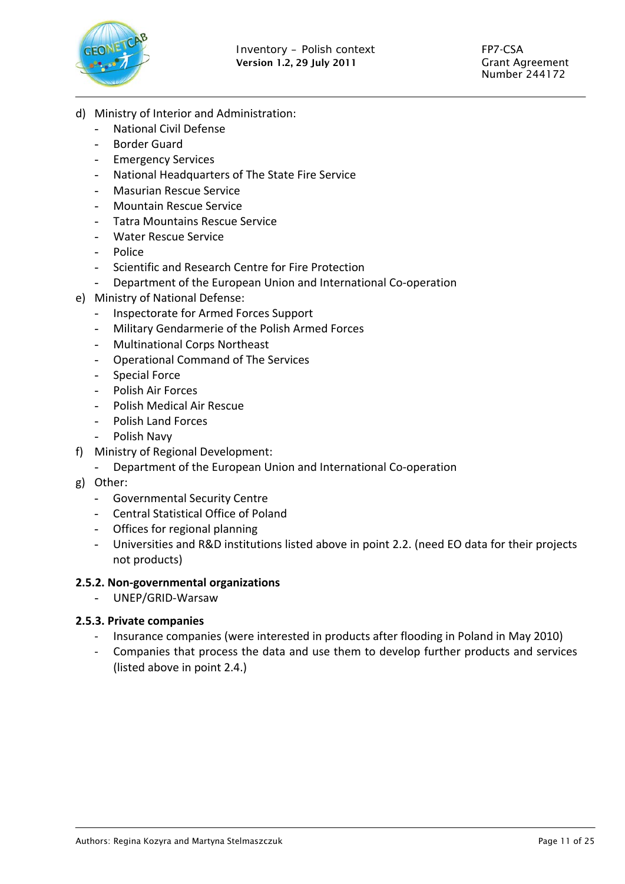d) Ministry of Interior and Administration:
   - National Civil Defense
   - Border Guard
   - Emergency Services
   - National Headquarters of The State Fire Service
   - Masurian Rescue Service
   - Mountain Rescue Service
   - Tatra Mountains Rescue Service
   - Water Rescue Service
   - Police
   - Scientific and Research Centre for Fire Protection
   - Department of the European Union and International Co-operation
e) Ministry of National Defense:
   - Inspectorate for Armed Forces Support
   - Military Gendarmerie of the Polish Armed Forces
   - Multinational Corps Northeast
   - Operational Command of The Services
   - Special Force
   - Polish Air Forces
   - Polish Medical Air Rescue
   - Polish Land Forces
   - Polish Navy
f) Ministry of Regional Development:
   - Department of the European Union and International Co-operation
g) Other:
   - Governmental Security Centre
   - Central Statistical Office of Poland
   - Offices for regional planning
   - Universities and R&D institutions listed above in point 2.2. (need EO data for their projects not products)

**2.5.2. Non-governmental organizations**

- UNEP/GRID-Warsaw

**2.5.3. Private companies**

- Insurance companies (were interested in products after flooding in Poland in May 2010)
- Companies that process the data and use them to develop further products and services (listed above in point 2.4.)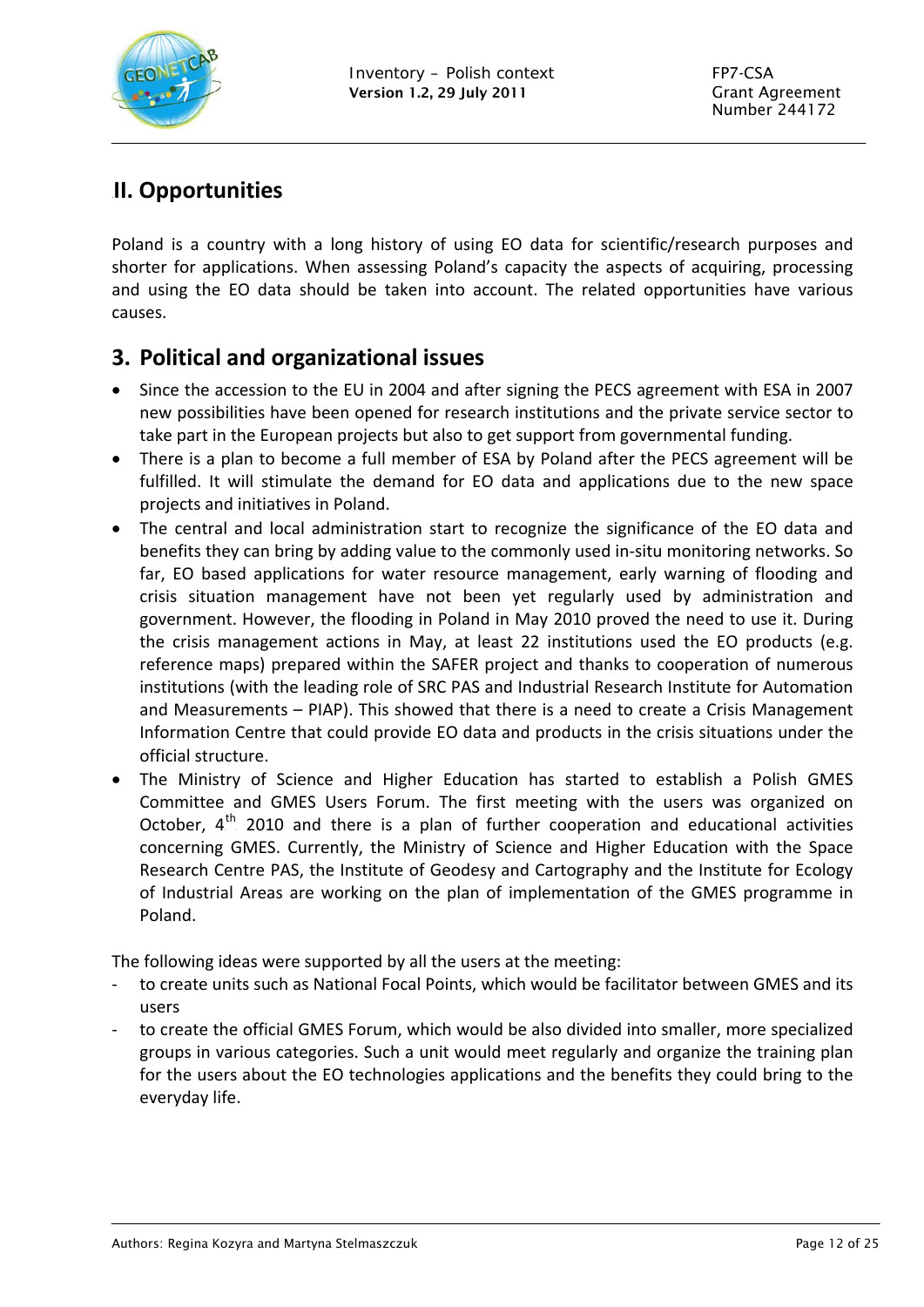## II. Opportunities

Poland is a country with a long history of using EO data for scientific/research purposes and shorter for applications. When assessing Poland's capacity the aspects of acquiring, processing and using the EO data should be taken into account. The related opportunities have various causes.

## 3. Political and organizational issues

- Since the accession to the EU in 2004 and after signing the PECS agreement with ESA in 2007 new possibilities have been opened for research institutions and the private service sector to take part in the European projects but also to get support from governmental funding.
- There is a plan to become a full member of ESA by Poland after the PECS agreement will be fulfilled. It will stimulate the demand for EO data and applications due to the new space projects and initiatives in Poland.
- The central and local administration start to recognize the significance of the EO data and benefits they can bring by adding value to the commonly used in-situ monitoring networks. So far, EO based applications for water resource management, early warning of flooding and crisis situation management have not been yet regularly used by administration and government. However, the flooding in Poland in May 2010 proved the need to use it. During the crisis management actions in May, at least 22 institutions used the EO products (e.g. reference maps) prepared within the SAFER project and thanks to cooperation of numerous institutions (with the leading role of SRC PAS and Industrial Research Institute for Automation and Measurements – PIAP). This showed that there is a need to create a Crisis Management Information Centre that could provide EO data and products in the crisis situations under the official structure.
- The Ministry of Science and Higher Education has started to establish a Polish GMES Committee and GMES Users Forum. The first meeting with the users was organized on October, 4th 2010 and there is a plan of further cooperation and educational activities concerning GMES. Currently, the Ministry of Science and Higher Education with the Space Research Centre PAS, the Institute of Geodesy and Cartography and the Institute for Ecology of Industrial Areas are working on the plan of implementation of the GMES programme in Poland.

The following ideas were supported by all the users at the meeting:

- to create units such as National Focal Points, which would be facilitator between GMES and its users
- to create the official GMES Forum, which would be also divided into smaller, more specialized groups in various categories. Such a unit would meet regularly and organize the training plan for the users about the EO technologies applications and the benefits they could bring to the everyday life.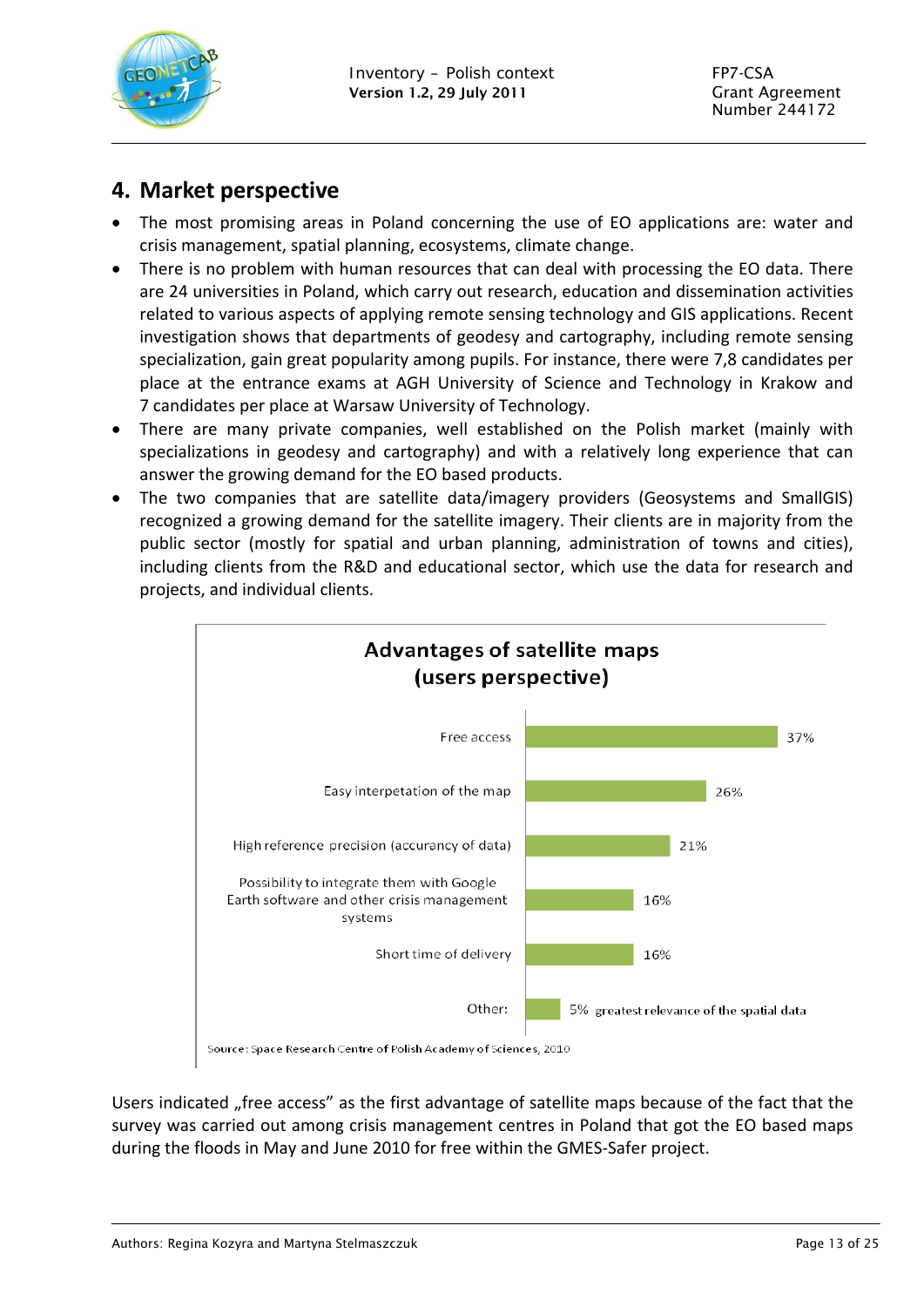## 4. Market perspective

- The most promising areas in Poland concerning the use of EO applications are: water and crisis management, spatial planning, ecosystems, climate change.
- There is no problem with human resources that can deal with processing the EO data. There are 24 universities in Poland, which carry out research, education and dissemination activities related to various aspects of applying remote sensing technology and GIS applications. Recent investigation shows that departments of geodesy and cartography, including remote sensing specialization, gain great popularity among pupils. For instance, there were 7,8 candidates per place at the entrance exams at AGH University of Science and Technology in Krakow and 7 candidates per place at Warsaw University of Technology.
- There are many private companies, well established on the Polish market (mainly with specializations in geodesy and cartography) and with a relatively long experience that can answer the growing demand for the EO based products.
- The two companies that are satellite data/imagery providers (Geosystems and SmallGIS) recognized a growing demand for the satellite imagery. Their clients are in majority from the public sector (mostly for spatial and urban planning, administration of towns and cities), including clients from the R&D and educational sector, which use the data for research and projects, and individual clients.

**Advantages of satellite maps (users perspective)**

| Advantage | Share |
|---|---|
| Free access | 37% |
| Easy interpetation of the map | 26% |
| High reference precision (accurancy of data) | 21% |
| Possibility to integrate them with Google Earth software and other crisis management systems | 16% |
| Short time of delivery | 16% |
| Other: | 5% greatest relevance of the spatial data |

Source: Space Research Centre of Polish Academy of Sciences, 2010

Users indicated „free access" as the first advantage of satellite maps because of the fact that the survey was carried out among crisis management centres in Poland that got the EO based maps during the floods in May and June 2010 for free within the GMES-Safer project.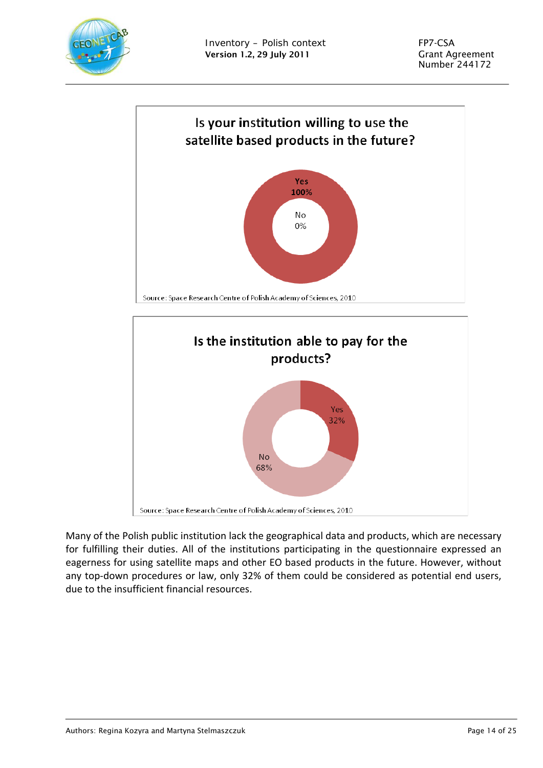**Is your institution willing to use the satellite based products in the future?**

Yes 100%

No 0%

Source: Space Research Centre of Polish Academy of Sciences, 2010

**Is the institution able to pay for the products?**

Yes 32%

No 68%

Source: Space Research Centre of Polish Academy of Sciences, 2010

Many of the Polish public institution lack the geographical data and products, which are necessary for fulfilling their duties. All of the institutions participating in the questionnaire expressed an eagerness for using satellite maps and other EO based products in the future. However, without any top-down procedures or law, only 32% of them could be considered as potential end users, due to the insufficient financial resources.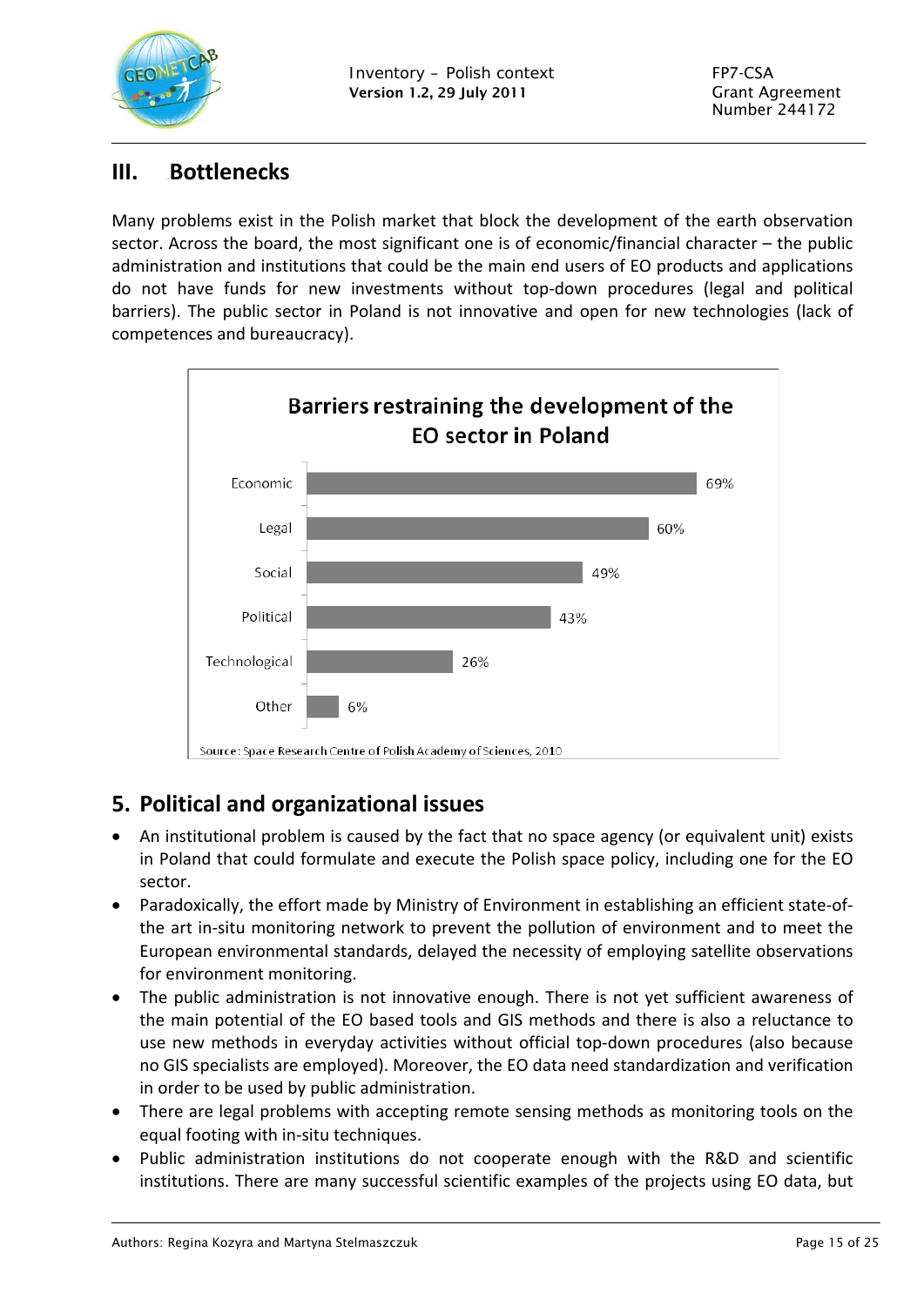## III. Bottlenecks

Many problems exist in the Polish market that block the development of the earth observation sector. Across the board, the most significant one is of economic/financial character – the public administration and institutions that could be the main end users of EO products and applications do not have funds for new investments without top-down procedures (legal and political barriers). The public sector in Poland is not innovative and open for new technologies (lack of competences and bureaucracy).

**Barriers restraining the development of the EO sector in Poland**

| Barrier | Share |
|---|---|
| Economic | 69% |
| Legal | 60% |
| Social | 49% |
| Political | 43% |
| Technological | 26% |
| Other | 6% |

Source: Space Research Centre of Polish Academy of Sciences, 2010

## 5. Political and organizational issues

- An institutional problem is caused by the fact that no space agency (or equivalent unit) exists in Poland that could formulate and execute the Polish space policy, including one for the EO sector.
- Paradoxically, the effort made by Ministry of Environment in establishing an efficient state-of-the art in-situ monitoring network to prevent the pollution of environment and to meet the European environmental standards, delayed the necessity of employing satellite observations for environment monitoring.
- The public administration is not innovative enough. There is not yet sufficient awareness of the main potential of the EO based tools and GIS methods and there is also a reluctance to use new methods in everyday activities without official top-down procedures (also because no GIS specialists are employed). Moreover, the EO data need standardization and verification in order to be used by public administration.
- There are legal problems with accepting remote sensing methods as monitoring tools on the equal footing with in-situ techniques.
- Public administration institutions do not cooperate enough with the R&D and scientific institutions. There are many successful scientific examples of the projects using EO data, but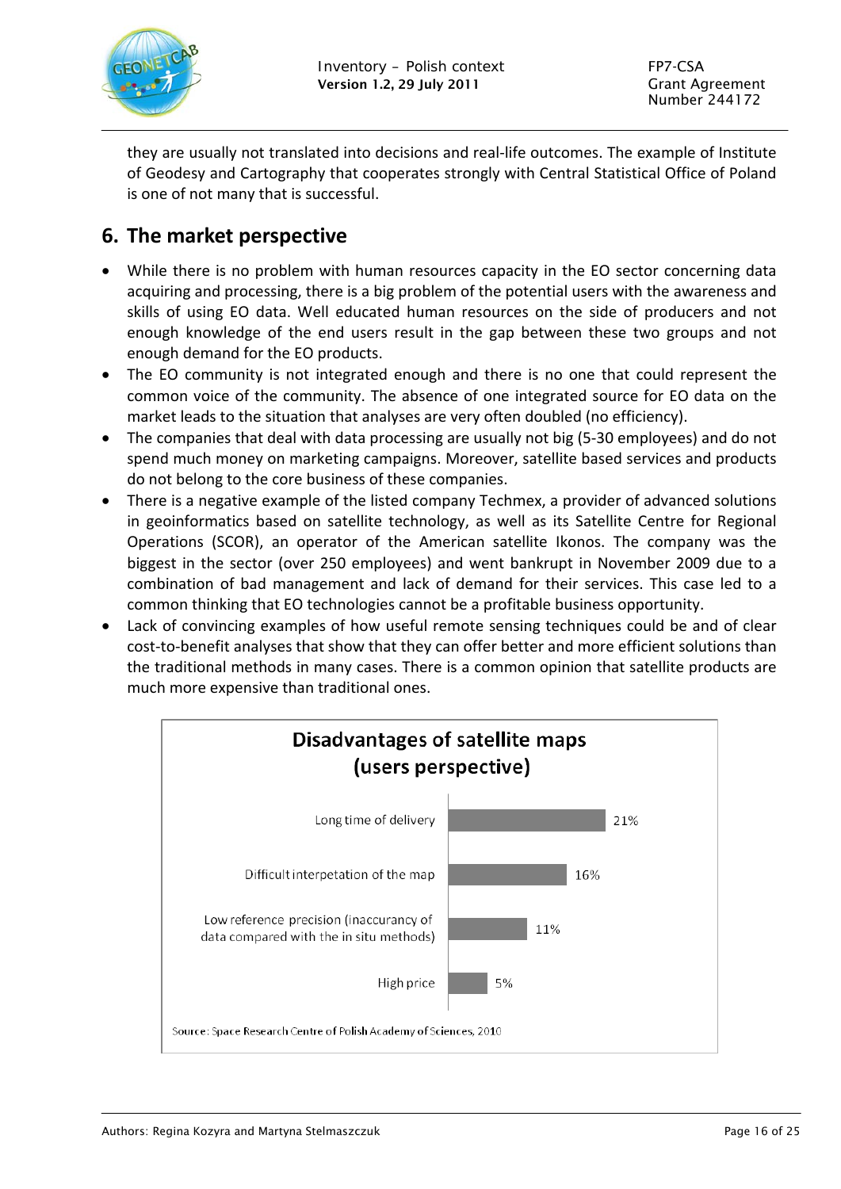they are usually not translated into decisions and real-life outcomes. The example of Institute of Geodesy and Cartography that cooperates strongly with Central Statistical Office of Poland is one of not many that is successful.

## 6. The market perspective

- While there is no problem with human resources capacity in the EO sector concerning data acquiring and processing, there is a big problem of the potential users with the awareness and skills of using EO data. Well educated human resources on the side of producers and not enough knowledge of the end users result in the gap between these two groups and not enough demand for the EO products.
- The EO community is not integrated enough and there is no one that could represent the common voice of the community. The absence of one integrated source for EO data on the market leads to the situation that analyses are very often doubled (no efficiency).
- The companies that deal with data processing are usually not big (5-30 employees) and do not spend much money on marketing campaigns. Moreover, satellite based services and products do not belong to the core business of these companies.
- There is a negative example of the listed company Techmex, a provider of advanced solutions in geoinformatics based on satellite technology, as well as its Satellite Centre for Regional Operations (SCOR), an operator of the American satellite Ikonos. The company was the biggest in the sector (over 250 employees) and went bankrupt in November 2009 due to a combination of bad management and lack of demand for their services. This case led to a common thinking that EO technologies cannot be a profitable business opportunity.
- Lack of convincing examples of how useful remote sensing techniques could be and of clear cost-to-benefit analyses that show that they can offer better and more efficient solutions than the traditional methods in many cases. There is a common opinion that satellite products are much more expensive than traditional ones.

**Disadvantages of satellite maps (users perspective)**

| Disadvantage | % |
|---|---|
| Long time of delivery | 21% |
| Difficult interpetation of the map | 16% |
| Low reference precision (inaccurancy of data compared with the in situ methods) | 11% |
| High price | 5% |

Source: Space Research Centre of Polish Academy of Sciences, 2010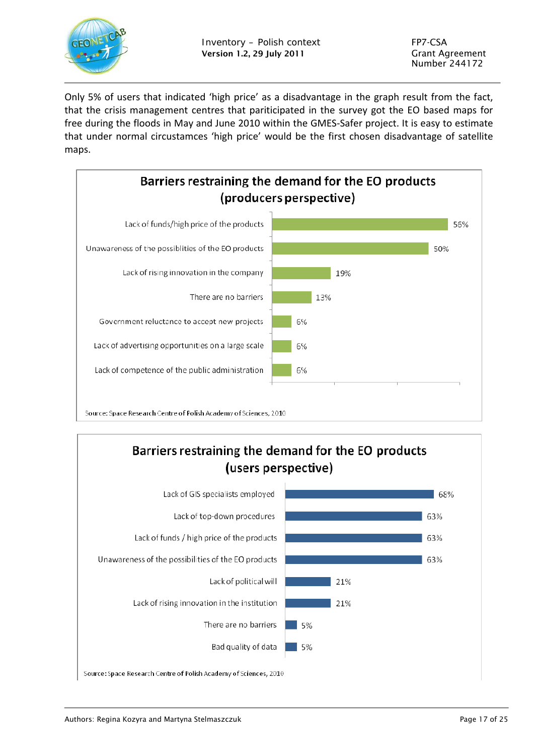Only 5% of users that indicated 'high price' as a disadvantage in the graph result from the fact, that the crisis management centres that pariticipated in the survey got the EO based maps for free during the floods in May and June 2010 within the GMES-Safer project. It is easy to estimate that under normal circumstamces 'high price' would be the first chosen disadvantage of satellite maps.

**Barriers restraining the demand for the EO products (producers perspective)**

| Barrier | % |
|---|---|
| Lack of funds/high price of the products | 56% |
| Unawareness of the possiblities of the EO products | 50% |
| Lack of rising innovation in the company | 19% |
| There are no barriers | 13% |
| Government reluctance to accept new projects | 6% |
| Lack of advertising opportunities on a large scale | 6% |
| Lack of competence of the public administration | 6% |

Source: Space Research Centre of Polish Academy of Sciences, 2010

**Barriers restraining the demand for the EO products (users perspective)**

| Barrier | % |
|---|---|
| Lack of GIS specialists employed | 68% |
| Lack of top-down procedures | 63% |
| Lack of funds / high price of the products | 63% |
| Unawareness of the possibilities of the EO products | 63% |
| Lack of political will | 21% |
| Lack of rising innovation in the institution | 21% |
| There are no barriers | 5% |
| Bad quality of data | 5% |

Source: Space Research Centre of Polish Academy of Sciences, 2010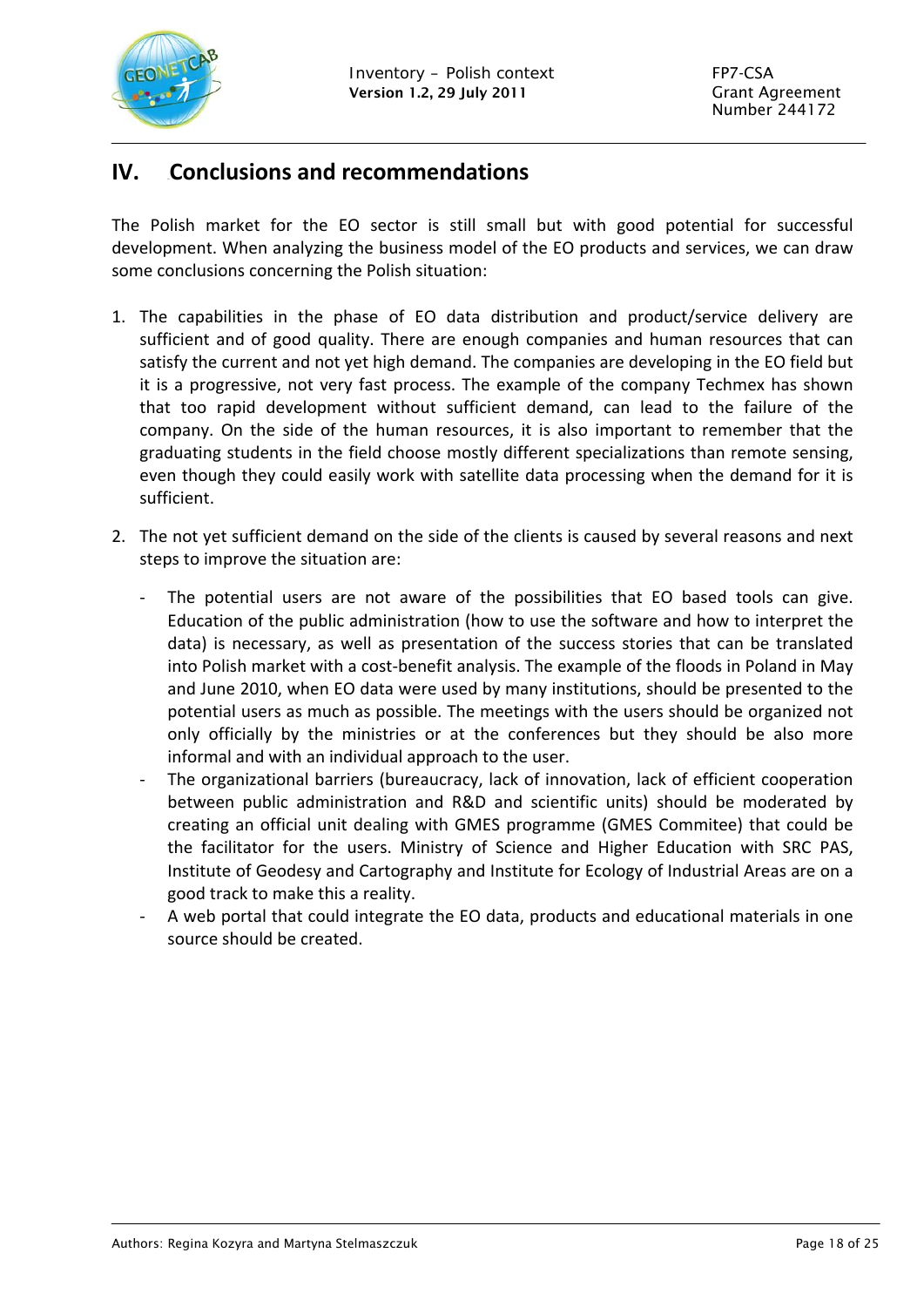## IV. Conclusions and recommendations

The Polish market for the EO sector is still small but with good potential for successful development. When analyzing the business model of the EO products and services, we can draw some conclusions concerning the Polish situation:

1. The capabilities in the phase of EO data distribution and product/service delivery are sufficient and of good quality. There are enough companies and human resources that can satisfy the current and not yet high demand. The companies are developing in the EO field but it is a progressive, not very fast process. The example of the company Techmex has shown that too rapid development without sufficient demand, can lead to the failure of the company. On the side of the human resources, it is also important to remember that the graduating students in the field choose mostly different specializations than remote sensing, even though they could easily work with satellite data processing when the demand for it is sufficient.

2. The not yet sufficient demand on the side of the clients is caused by several reasons and next steps to improve the situation are:

   - The potential users are not aware of the possibilities that EO based tools can give. Education of the public administration (how to use the software and how to interpret the data) is necessary, as well as presentation of the success stories that can be translated into Polish market with a cost-benefit analysis. The example of the floods in Poland in May and June 2010, when EO data were used by many institutions, should be presented to the potential users as much as possible. The meetings with the users should be organized not only officially by the ministries or at the conferences but they should be also more informal and with an individual approach to the user.
   - The organizational barriers (bureaucracy, lack of innovation, lack of efficient cooperation between public administration and R&D and scientific units) should be moderated by creating an official unit dealing with GMES programme (GMES Commitee) that could be the facilitator for the users. Ministry of Science and Higher Education with SRC PAS, Institute of Geodesy and Cartography and Institute for Ecology of Industrial Areas are on a good track to make this a reality.
   - A web portal that could integrate the EO data, products and educational materials in one source should be created.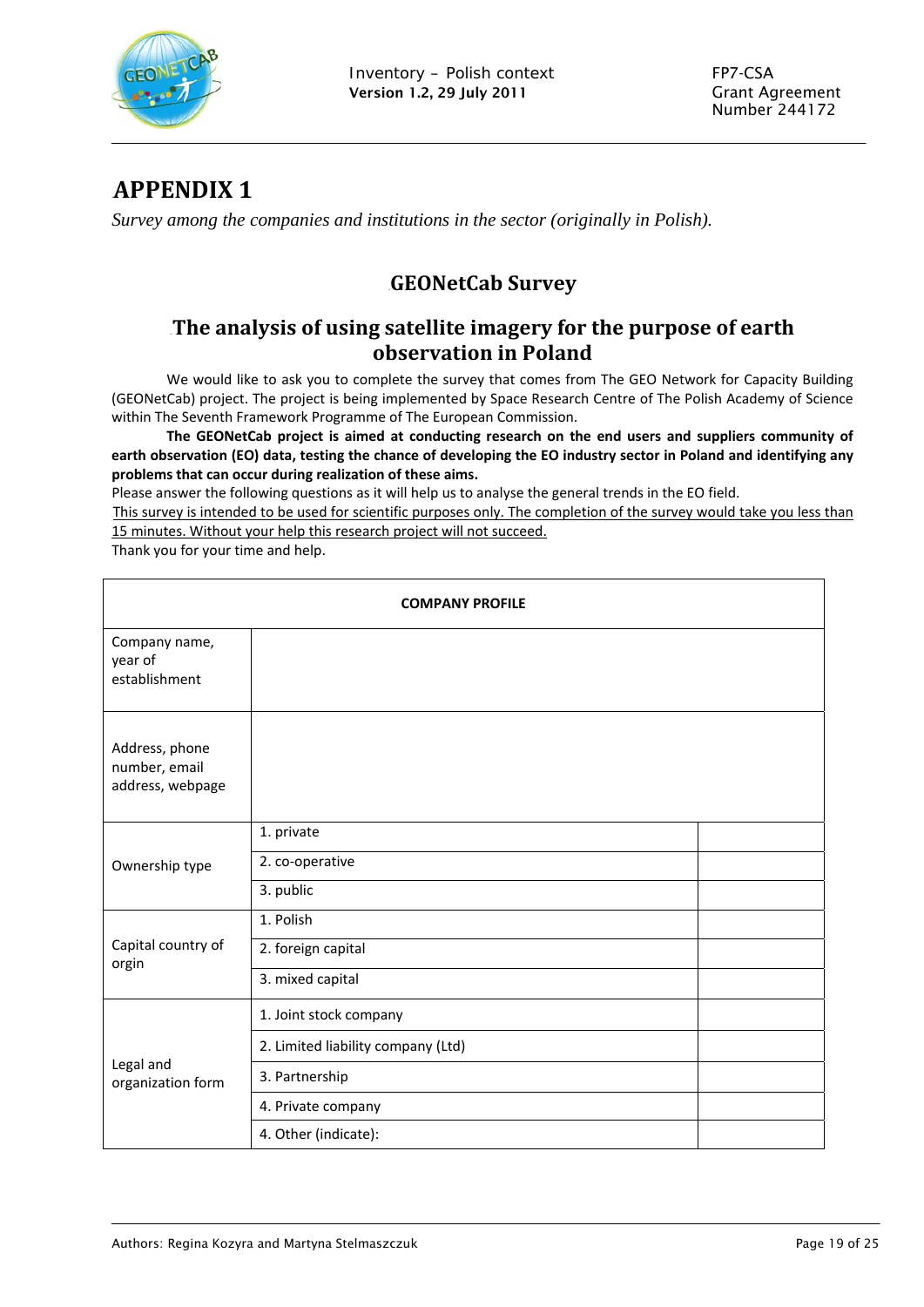# APPENDIX 1

*Survey among the companies and institutions in the sector (originally in Polish).*

## GEONetCab Survey

## The analysis of using satellite imagery for the purpose of earth observation in Poland

We would like to ask you to complete the survey that comes from The GEO Network for Capacity Building (GEONetCab) project. The project is being implemented by Space Research Centre of The Polish Academy of Science within The Seventh Framework Programme of The European Commission.

**The GEONetCab project is aimed at conducting research on the end users and suppliers community of earth observation (EO) data, testing the chance of developing the EO industry sector in Poland and identifying any problems that can occur during realization of these aims.**

Please answer the following questions as it will help us to analyse the general trends in the EO field.

<u>This survey is intended to be used for scientific purposes only. The completion of the survey would take you less than 15 minutes. Without your help this research project will not succeed.</u>

Thank you for your time and help.

| COMPANY PROFILE | | |
|---|---|---|
| Company name, year of establishment | | |
| Address, phone number, email address, webpage | | |
| Ownership type | 1. private | |
| | 2. co-operative | |
| | 3. public | |
| Capital country of orgin | 1. Polish | |
| | 2. foreign capital | |
| | 3. mixed capital | |
| Legal and organization form | 1. Joint stock company | |
| | 2. Limited liability company (Ltd) | |
| | 3. Partnership | |
| | 4. Private company | |
| | 4. Other (indicate): | |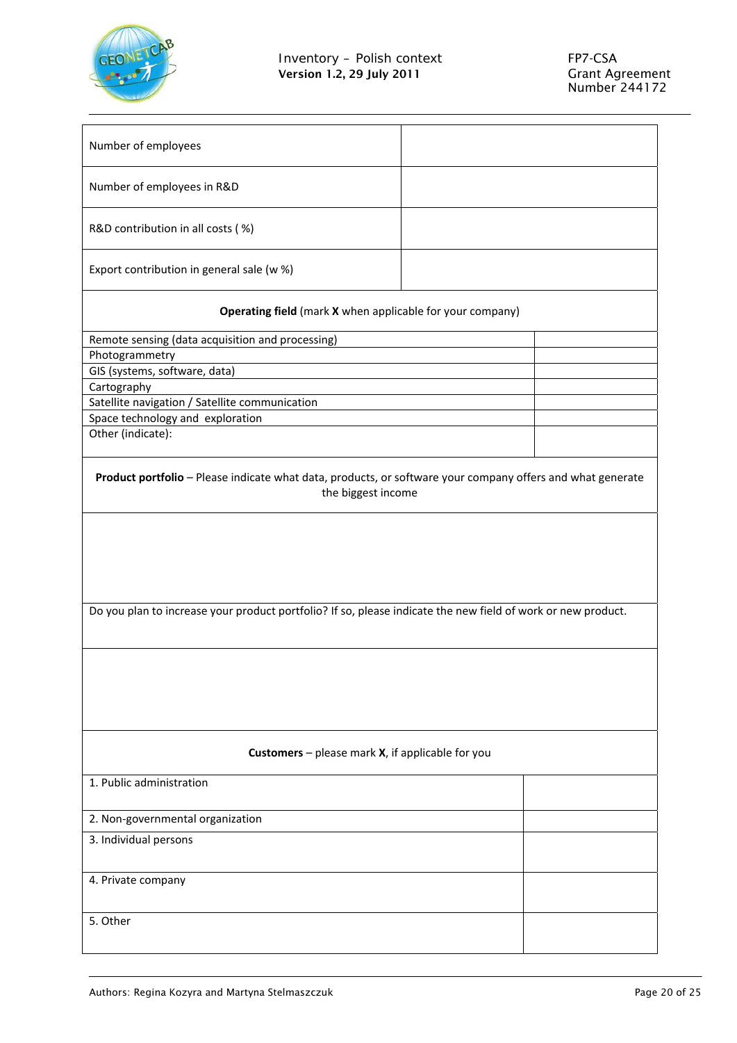| Number of employees | |
|---|---|
| Number of employees in R&D | |
| R&D contribution in all costs ( %) | |
| Export contribution in general sale (w %) | |

| **Operating field** (mark **X** when applicable for your company) | |
|---|---|
| Remote sensing (data acquisition and processing) | |
| Photogrammetry | |
| GIS (systems, software, data) | |
| Cartography | |
| Satellite navigation / Satellite communication | |
| Space technology and exploration | |
| Other (indicate): | |

| **Product portfolio** – Please indicate what data, products, or software your company offers and what generate the biggest income |
|---|
| |
| Do you plan to increase your product portfolio? If so, please indicate the new field of work or new product. |
| |

| **Customers** – please mark **X**, if applicable for you | |
|---|---|
| 1. Public administration | |
| 2. Non-governmental organization | |
| 3. Individual persons | |
| 4. Private company | |
| 5. Other | |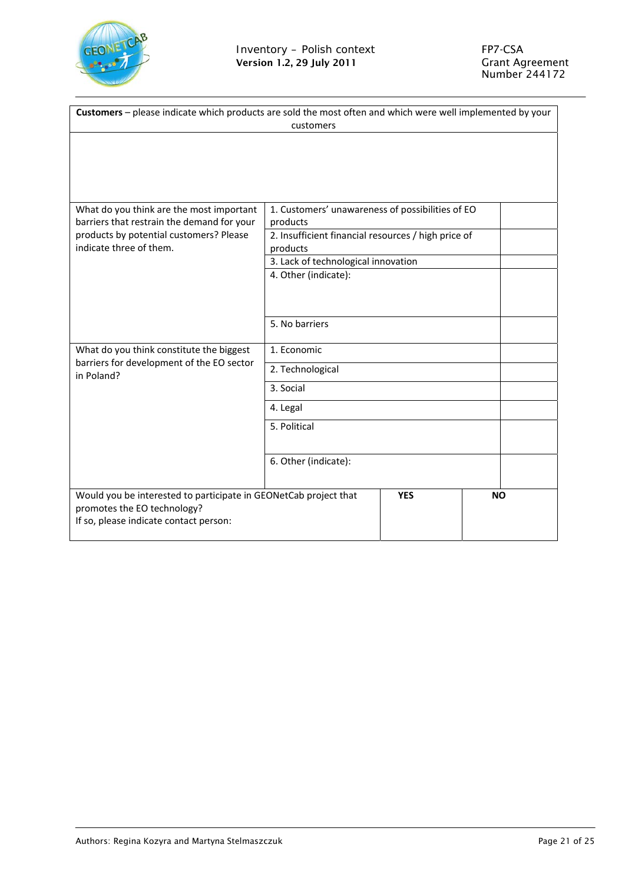| **Customers** – please indicate which products are sold the most often and which were well implemented by your customers | | |
|---|---|---|
| | | |
| What do you think are the most important barriers that restrain the demand for your products by potential customers? Please indicate three of them. | 1. Customers' unawareness of possibilities of EO products | |
| | 2. Insufficient financial resources / high price of products | |
| | 3. Lack of technological innovation | |
| | 4. Other (indicate): | |
| | 5. No barriers | |
| What do you think constitute the biggest barriers for development of the EO sector in Poland? | 1. Economic | |
| | 2. Technological | |
| | 3. Social | |
| | 4. Legal | |
| | 5. Political | |
| | 6. Other (indicate): | |

| Would you be interested to participate in GEONetCab project that promotes the EO technology?<br>If so, please indicate contact person: | **YES** | **NO** |
|---|---|---|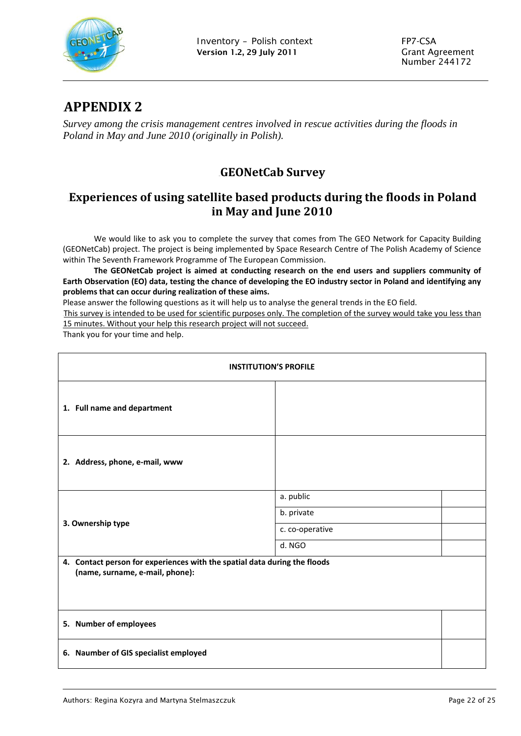# APPENDIX 2

*Survey among the crisis management centres involved in rescue activities during the floods in Poland in May and June 2010 (originally in Polish).*

## GEONetCab Survey

## Experiences of using satellite based products during the floods in Poland in May and June 2010

We would like to ask you to complete the survey that comes from The GEO Network for Capacity Building (GEONetCab) project. The project is being implemented by Space Research Centre of The Polish Academy of Science within The Seventh Framework Programme of The European Commission.

**The GEONetCab project is aimed at conducting research on the end users and suppliers community of Earth Observation (EO) data, testing the chance of developing the EO industry sector in Poland and identifying any problems that can occur during realization of these aims.**

Please answer the following questions as it will help us to analyse the general trends in the EO field.

<u>This survey is intended to be used for scientific purposes only. The completion of the survey would take you less than 15 minutes. Without your help this research project will not succeed.</u>

Thank you for your time and help.

| **INSTITUTION'S PROFILE** | | |
|---|---|---|
| **1. Full name and department** | | |
| **2. Address, phone, e-mail, www** | | |
| **3. Ownership type** | a. public | |
| | b. private | |
| | c. co-operative | |
| | d. NGO | |
| **4. Contact person for experiences with the spatial data during the floods (name, surname, e-mail, phone):** | | |
| **5. Number of employees** | | |
| **6. Naumber of GIS specialist employed** | | |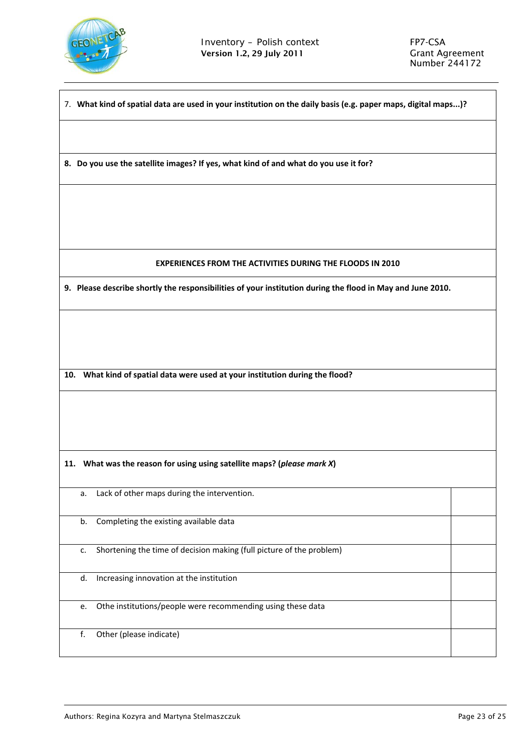7. **What kind of spatial data are used in your institution on the daily basis (e.g. paper maps, digital maps...)?**

8. **Do you use the satellite images? If yes, what kind of and what do you use it for?**

**EXPERIENCES FROM THE ACTIVITIES DURING THE FLOODS IN 2010**

9. **Please describe shortly the responsibilities of your institution during the flood in May and June 2010.**

10. **What kind of spatial data were used at your institution during the flood?**

11. **What was the reason for using using satellite maps? (*please mark X*)**

| | |
|---|---|
| a. Lack of other maps during the intervention. | |
| b. Completing the existing available data | |
| c. Shortening the time of decision making (full picture of the problem) | |
| d. Increasing innovation at the institution | |
| e. Othe institutions/people were recommending using these data | |
| f. Other (please indicate) | |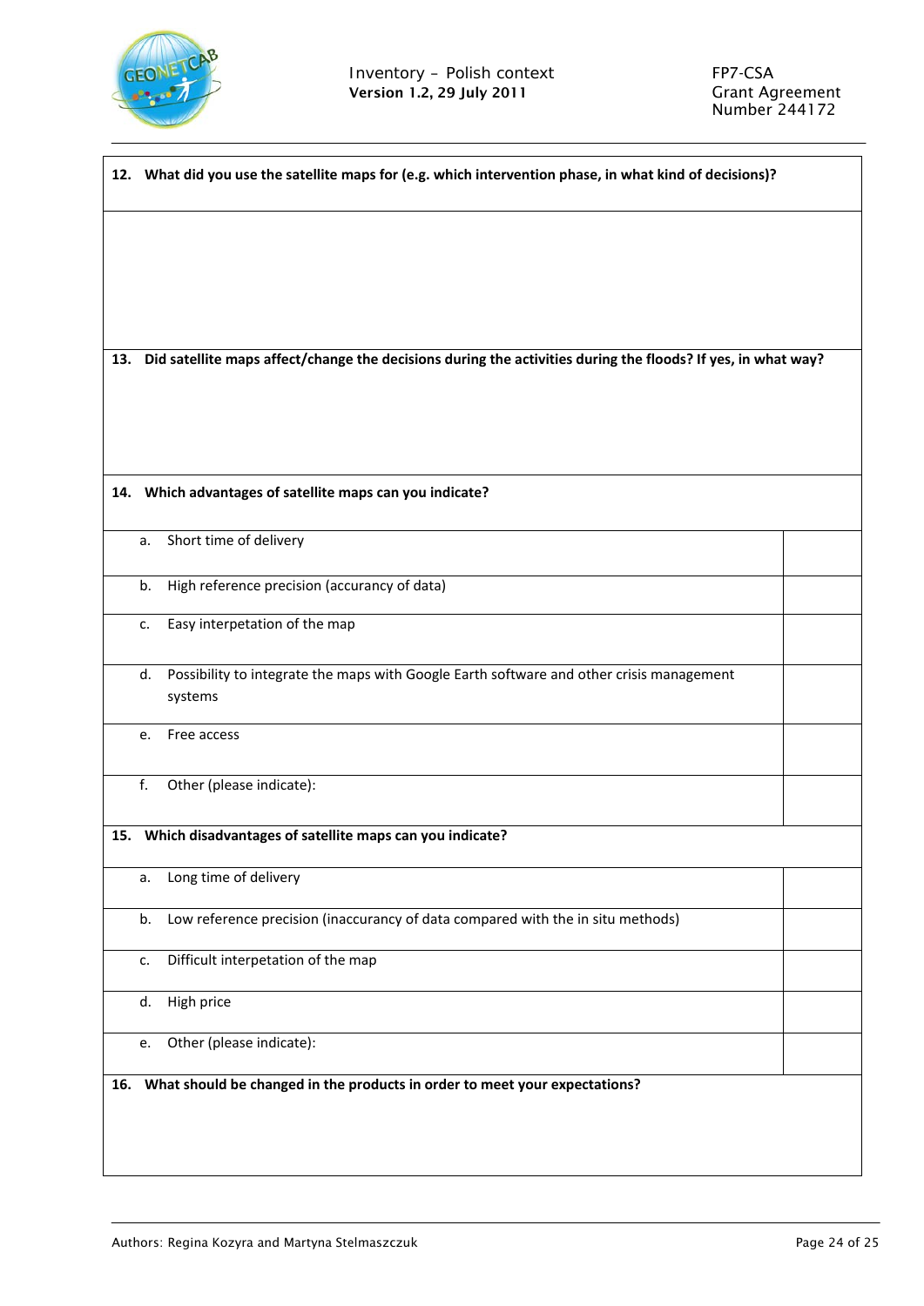**12. What did you use the satellite maps for (e.g. which intervention phase, in what kind of decisions)?**

**13. Did satellite maps affect/change the decisions during the activities during the floods? If yes, in what way?**

**14. Which advantages of satellite maps can you indicate?**

| | |
|---|---|
| a. Short time of delivery | |
| b. High reference precision (accurancy of data) | |
| c. Easy interpetation of the map | |
| d. Possibility to integrate the maps with Google Earth software and other crisis management systems | |
| e. Free access | |
| f. Other (please indicate): | |

**15. Which disadvantages of satellite maps can you indicate?**

| | |
|---|---|
| a. Long time of delivery | |
| b. Low reference precision (inaccurancy of data compared with the in situ methods) | |
| c. Difficult interpetation of the map | |
| d. High price | |
| e. Other (please indicate): | |

**16. What should be changed in the products in order to meet your expectations?**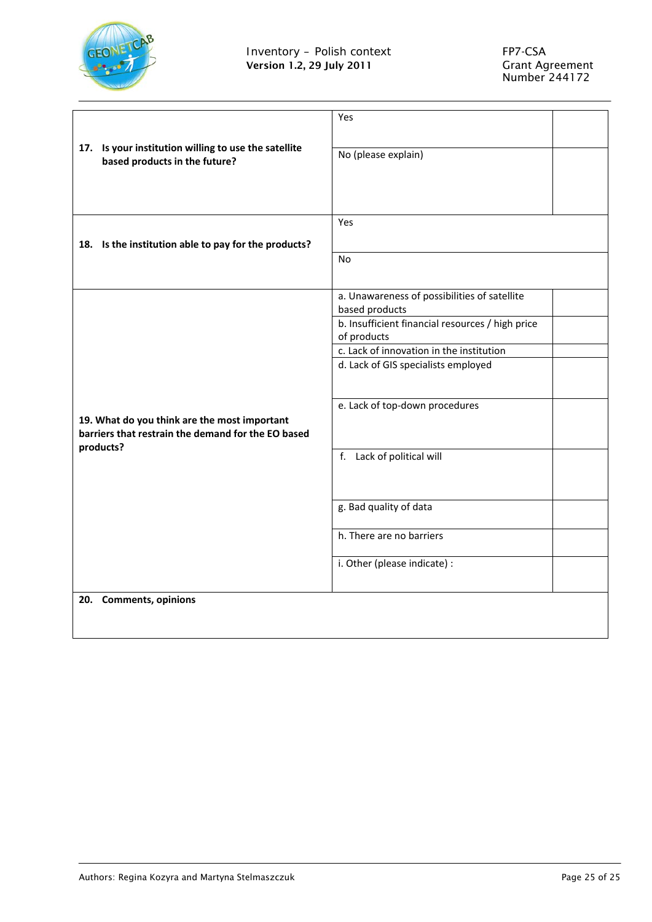| | | |
|---|---|---|
| **17. Is your institution willing to use the satellite based products in the future?** | Yes | |
| | No (please explain) | |
| **18. Is the institution able to pay for the products?** | Yes | |
| | No | |
| **19. What do you think are the most important barriers that restrain the demand for the EO based products?** | a. Unawareness of possibilities of satellite based products | |
| | b. Insufficient financial resources / high price of products | |
| | c. Lack of innovation in the institution | |
| | d. Lack of GIS specialists employed | |
| | e. Lack of top-down procedures | |
| | f. Lack of political will | |
| | g. Bad quality of data | |
| | h. There are no barriers | |
| | i. Other (please indicate) : | |
| **20. Comments, opinions** | | |